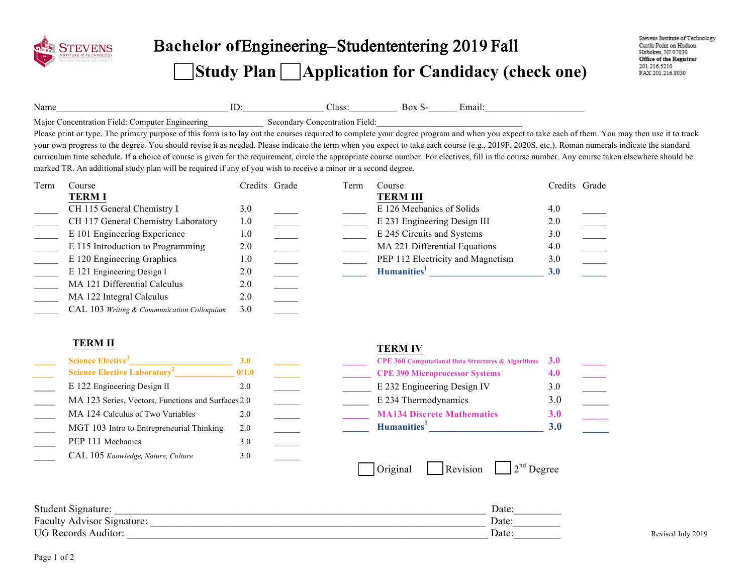STEVENS INSTITUTE of TECHNOLOGY

# Bachelor ofEngineering–Studententering 2019 Fall

## ☐ Study Plan ☐ Application for Candidacy (check one)

Stevens Institute of Technology
Castle Point on Hudson
Hoboken, NJ 07030
**Office of the Registrar**
201.216.5210
FAX 201.216.8030

Name____________________________________ ID:_________________ Class:__________ Box S-______ Email:_____________________

Major Concentration Field: Computer Engineering_____________ Secondary Concentration Field:________________________________

Please print or type. The primary purpose of this form is to lay out the courses required to complete your degree program and when you expect to take each of them. You may then use it to track your own progress to the degree. You should revise it as needed. Please indicate the term when you expect to take each course (e.g., 2019F, 2020S, etc.). Roman numerals indicate the standard curriculum time schedule. If a choice of course is given for the requirement, circle the appropriate course number. For electives, fill in the course number. Any course taken elsewhere should be marked TR. An additional study plan will be required if any of you wish to receive a minor or a second degree.

| Term | Course | Credits | Grade |
|---|---|---|---|
| | **TERM I** | | |
| _____ | CH 115 General Chemistry I | 3.0 | _____ |
| _____ | CH 117 General Chemistry Laboratory | 1.0 | _____ |
| _____ | E 101 Engineering Experience | 1.0 | _____ |
| _____ | E 115 Introduction to Programming | 2.0 | _____ |
| _____ | E 120 Engineering Graphics | 1.0 | _____ |
| _____ | E 121 Engineering Design I | 2.0 | _____ |
| _____ | MA 121 Differential Calculus | 2.0 | _____ |
| _____ | MA 122 Integral Calculus | 2.0 | _____ |
| _____ | CAL 103 *Writing & Communication Colloquium* | 3.0 | _____ |
| | **TERM II** | | |
| _____ | **Science Elective[2]** _______________________ | **3.0** | _____ |
| _____ | **Science Elective Laboratory[2]** _____________ | **0/1.0** | _____ |
| _____ | E 122 Engineering Design II | 2.0 | _____ |
| _____ | MA 123 Series, Vectors, Functions and Surfaces | 2.0 | _____ |
| _____ | MA 124 Calculus of Two Variables | 2.0 | _____ |
| _____ | MGT 103 Intro to Entrepreneurial Thinking | 2.0 | _____ |
| _____ | PEP 111 Mechanics | 3.0 | _____ |
| _____ | CAL 105 *Knowledge, Nature, Culture* | 3.0 | _____ |

| Term | Course | Credits | Grade |
|---|---|---|---|
| | **TERM III** | | |
| _____ | E 126 Mechanics of Solids | 4.0 | _____ |
| _____ | E 231 Engineering Design III | 2.0 | _____ |
| _____ | E 245 Circuits and Systems | 3.0 | _____ |
| _____ | MA 221 Differential Equations | 4.0 | _____ |
| _____ | PEP 112 Electricity and Magnetism | 3.0 | _____ |
| _____ | **Humanities[1]** _______________________ | **3.0** | _____ |
| | **TERM IV** | | |
| _____ | **CPE 360 Computational Data Structures & Algorithms** | **3.0** | _____ |
| _____ | **CPE 390 Microprocessor Systems** | **4.0** | _____ |
| _____ | E 232 Engineering Design IV | 3.0 | _____ |
| _____ | E 234 Thermodynamics | 3.0 | _____ |
| _____ | **MA134 Discrete Mathematics** | **3.0** | _____ |
| _____ | **Humanities[1]** _______________________ | **3.0** | _____ |

☐ Original ☐ Revision ☐ 2nd Degree

Student Signature: ______________________________________________________________________ Date:_________

Faculty Advisor Signature: _________________________________________________________________ Date:_________

UG Records Auditor: _____________________________________________________________________ Date:_________

Revised July 2019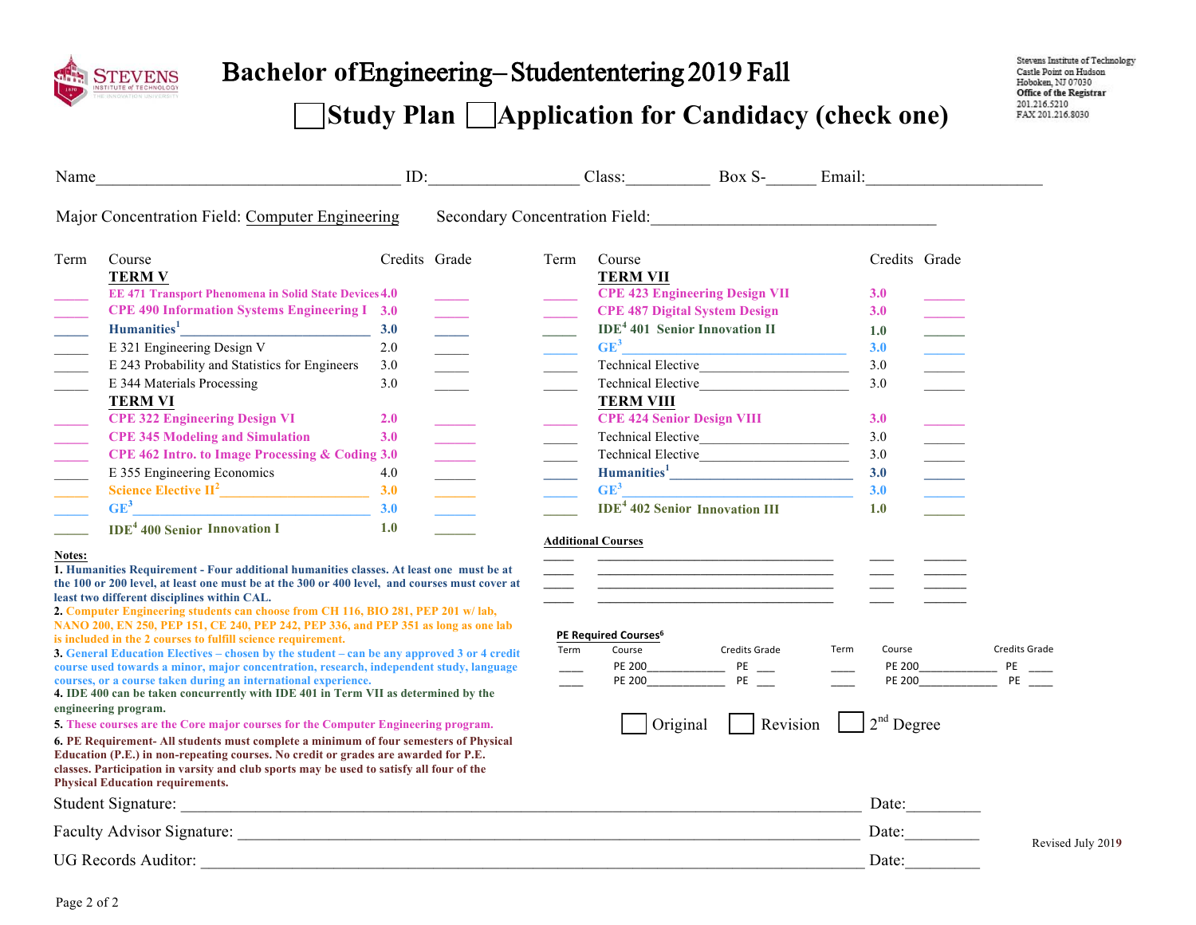Stevens Institute of Technology
Castle Point on Hudson
Hoboken, NJ 07030
Office of the Registrar
201.216.5210
FAX 201.216.8030

# Bachelor of Engineering – Student entering 2019 Fall

## ☐ Study Plan ☐ Application for Candidacy (check one)

Name________________________________ ID:________________ Class:_________ Box S-______ Email:____________________

Major Concentration Field: Computer Engineering    Secondary Concentration Field:________________________________

| Term | Course | Credits | Grade |
|---|---|---|---|
| | **TERM V** | | |
| _____ | **EE 471 Transport Phenomena in Solid State Devices** | 4.0 | _____ |
| _____ | **CPE 490 Information Systems Engineering I** | 3.0 | _____ |
| _____ | **Humanities[1]**________________________ | 3.0 | _____ |
| _____ | E 321 Engineering Design V | 2.0 | _____ |
| _____ | E 243 Probability and Statistics for Engineers | 3.0 | _____ |
| _____ | E 344 Materials Processing | 3.0 | _____ |
| | **TERM VI** | | |
| _____ | **CPE 322 Engineering Design VI** | 2.0 | _____ |
| _____ | **CPE 345 Modeling and Simulation** | 3.0 | _____ |
| _____ | **CPE 462 Intro. to Image Processing & Coding** | 3.0 | _____ |
| _____ | E 355 Engineering Economics | 4.0 | _____ |
| _____ | **Science Elective II[2]**____________________ | 3.0 | _____ |
| _____ | **GE[3]**____________________________ | 3.0 | _____ |
| _____ | **IDE[4] 400 Senior Innovation I** | 1.0 | _____ |

| Term | Course | Credits | Grade |
|---|---|---|---|
| | **TERM VII** | | |
| _____ | **CPE 423 Engineering Design VII** | 3.0 | _____ |
| _____ | **CPE 487 Digital System Design** | 3.0 | _____ |
| _____ | **IDE[4] 401 Senior Innovation II** | 1.0 | _____ |
| _____ | **GE[3]**____________________________ | 3.0 | _____ |
| _____ | Technical Elective____________________ | 3.0 | _____ |
| _____ | Technical Elective____________________ | 3.0 | _____ |
| | **TERM VIII** | | |
| _____ | **CPE 424 Senior Design VIII** | 3.0 | _____ |
| _____ | Technical Elective____________________ | 3.0 | _____ |
| _____ | Technical Elective____________________ | 3.0 | _____ |
| _____ | **Humanities[1]**________________________ | 3.0 | _____ |
| _____ | **GE[3]**____________________________ | 3.0 | _____ |
| _____ | **IDE[4] 402 Senior Innovation III** | 1.0 | _____ |

**Additional Courses**

| Term | Course | Credits | Grade |
|---|---|---|---|
| ____ | ______________________________ | ____ | ______ |
| ____ | ______________________________ | ____ | ______ |
| ____ | ______________________________ | ____ | ______ |
| ____ | ______________________________ | ____ | ______ |

**PE Required Courses[6]**

| Term | Course | Credits | Grade | Term | Course | Credits | Grade |
|---|---|---|---|---|---|---|---|
| ____ | PE 200____________ | PE | ___ | ____ | PE 200____________ | PE | ____ |
| ____ | PE 200____________ | PE | ___ | ____ | PE 200____________ | PE | ____ |

**Notes:**

1. **Humanities Requirement - Four additional humanities classes. At least one must be at the 100 or 200 level, at least one must be at the 300 or 400 level, and courses must cover at least two different disciplines within CAL.**
2. **Computer Engineering students can choose from CH 116, BIO 281, PEP 201 w/ lab, NANO 200, EN 250, PEP 151, CE 240, PEP 242, PEP 336, and PEP 351 as long as one lab is included in the 2 courses to fulfill science requirement.**
3. **General Education Electives – chosen by the student – can be any approved 3 or 4 credit course used towards a minor, major concentration, research, independent study, language courses, or a course taken during an international experience.**
4. **IDE 400 can be taken concurrently with IDE 401 in Term VII as determined by the engineering program.**
5. **These courses are the Core major courses for the Computer Engineering program.**
6. **PE Requirement- All students must complete a minimum of four semesters of Physical Education (P.E.) in non-repeating courses. No credit or grades are awarded for P.E. classes. Participation in varsity and club sports may be used to satisfy all four of the Physical Education requirements.**

☐ Original ☐ Revision ☐ 2nd Degree

Student Signature: ____________________________________________ Date:_________

Faculty Advisor Signature: ______________________________________ Date:_________

UG Records Auditor: ___________________________________________ Date:_________

Revised July 2019